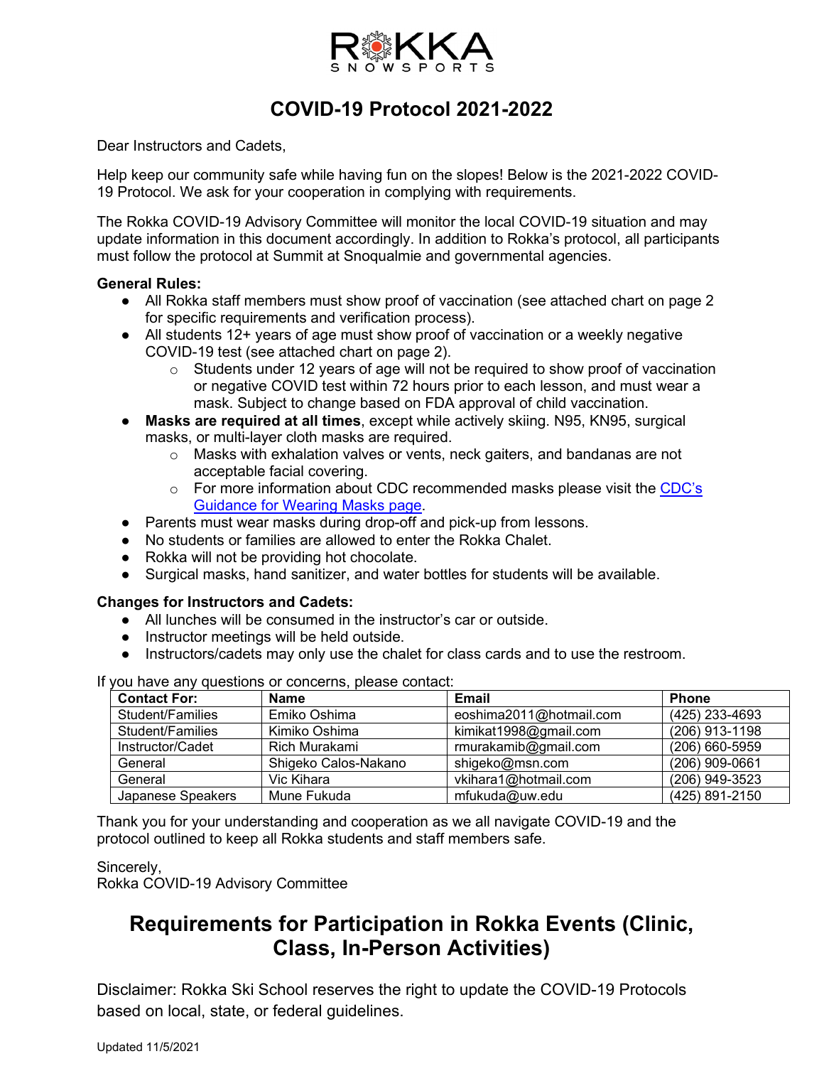# ROKKA SNOWSPORTS

## COVID-19 Protocol 2021-2022

Dear Instructors and Cadets,

Help keep our community safe while having fun on the slopes! Below is the 2021-2022 COVID-19 Protocol. We ask for your cooperation in complying with requirements.

The Rokka COVID-19 Advisory Committee will monitor the local COVID-19 situation and may update information in this document accordingly. In addition to Rokka's protocol, all participants must follow the protocol at Summit at Snoqualmie and governmental agencies.

**General Rules:**

- All Rokka staff members must show proof of vaccination (see attached chart on page 2 for specific requirements and verification process).
- All students 12+ years of age must show proof of vaccination or a weekly negative COVID-19 test (see attached chart on page 2).
  - Students under 12 years of age will not be required to show proof of vaccination or negative COVID test within 72 hours prior to each lesson, and must wear a mask. Subject to change based on FDA approval of child vaccination.
- **Masks are required at all times**, except while actively skiing. N95, KN95, surgical masks, or multi-layer cloth masks are required.
  - Masks with exhalation valves or vents, neck gaiters, and bandanas are not acceptable facial covering.
  - For more information about CDC recommended masks please visit the [CDC's Guidance for Wearing Masks page](#).
- Parents must wear masks during drop-off and pick-up from lessons.
- No students or families are allowed to enter the Rokka Chalet.
- Rokka will not be providing hot chocolate.
- Surgical masks, hand sanitizer, and water bottles for students will be available.

**Changes for Instructors and Cadets:**

- All lunches will be consumed in the instructor's car or outside.
- Instructor meetings will be held outside.
- Instructors/cadets may only use the chalet for class cards and to use the restroom.

If you have any questions or concerns, please contact:

| Contact For: | Name | Email | Phone |
|---|---|---|---|
| Student/Families | Emiko Oshima | eoshima2011@hotmail.com | (425) 233-4693 |
| Student/Families | Kimiko Oshima | kimikat1998@gmail.com | (206) 913-1198 |
| Instructor/Cadet | Rich Murakami | rmurakamib@gmail.com | (206) 660-5959 |
| General | Shigeko Calos-Nakano | shigeko@msn.com | (206) 909-0661 |
| General | Vic Kihara | vkihara1@hotmail.com | (206) 949-3523 |
| Japanese Speakers | Mune Fukuda | mfukuda@uw.edu | (425) 891-2150 |

Thank you for your understanding and cooperation as we all navigate COVID-19 and the protocol outlined to keep all Rokka students and staff members safe.

Sincerely,
Rokka COVID-19 Advisory Committee

## Requirements for Participation in Rokka Events (Clinic, Class, In-Person Activities)

Disclaimer: Rokka Ski School reserves the right to update the COVID-19 Protocols based on local, state, or federal guidelines.

Updated 11/5/2021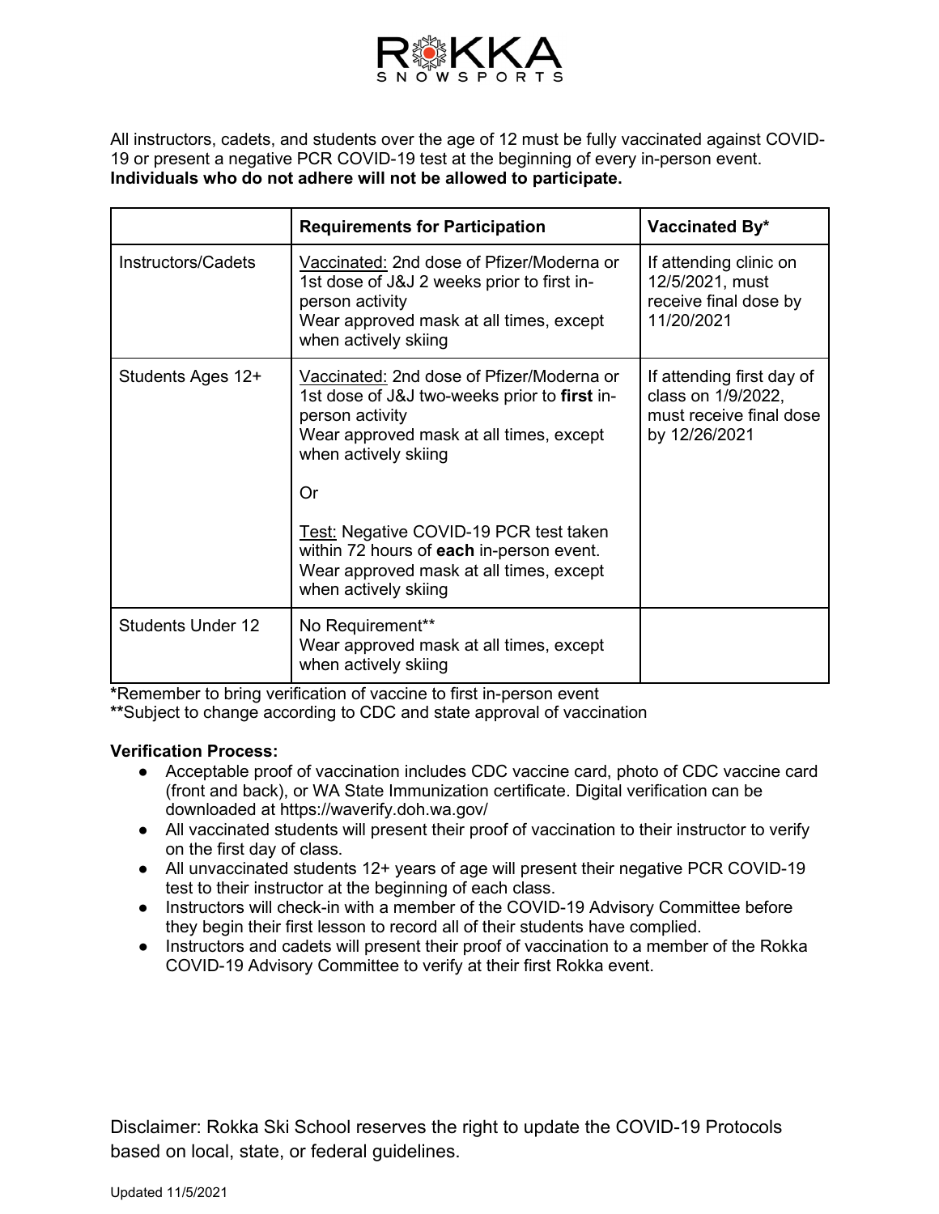All instructors, cadets, and students over the age of 12 must be fully vaccinated against COVID-19 or present a negative PCR COVID-19 test at the beginning of every in-person event. **Individuals who do not adhere will not be allowed to participate.**

| | **Requirements for Participation** | **Vaccinated By*** |
|---|---|---|
| Instructors/Cadets | Vaccinated: 2nd dose of Pfizer/Moderna or 1st dose of J&J 2 weeks prior to first in-person activity<br>Wear approved mask at all times, except when actively skiing | If attending clinic on 12/5/2021, must receive final dose by 11/20/2021 |
| Students Ages 12+ | Vaccinated: 2nd dose of Pfizer/Moderna or 1st dose of J&J two-weeks prior to **first** in-person activity<br>Wear approved mask at all times, except when actively skiing<br><br>Or<br><br>Test: Negative COVID-19 PCR test taken within 72 hours of **each** in-person event.<br>Wear approved mask at all times, except when actively skiing | If attending first day of class on 1/9/2022, must receive final dose by 12/26/2021 |
| Students Under 12 | No Requirement**<br>Wear approved mask at all times, except when actively skiing | |

***Remember to bring verification of vaccine to first in-person event**
****Subject to change according to CDC and state approval of vaccination**

**Verification Process:**

- Acceptable proof of vaccination includes CDC vaccine card, photo of CDC vaccine card (front and back), or WA State Immunization certificate. Digital verification can be downloaded at https://waverify.doh.wa.gov/
- All vaccinated students will present their proof of vaccination to their instructor to verify on the first day of class.
- All unvaccinated students 12+ years of age will present their negative PCR COVID-19 test to their instructor at the beginning of each class.
- Instructors will check-in with a member of the COVID-19 Advisory Committee before they begin their first lesson to record all of their students have complied.
- Instructors and cadets will present their proof of vaccination to a member of the Rokka COVID-19 Advisory Committee to verify at their first Rokka event.

Disclaimer: Rokka Ski School reserves the right to update the COVID-19 Protocols based on local, state, or federal guidelines.

Updated 11/5/2021